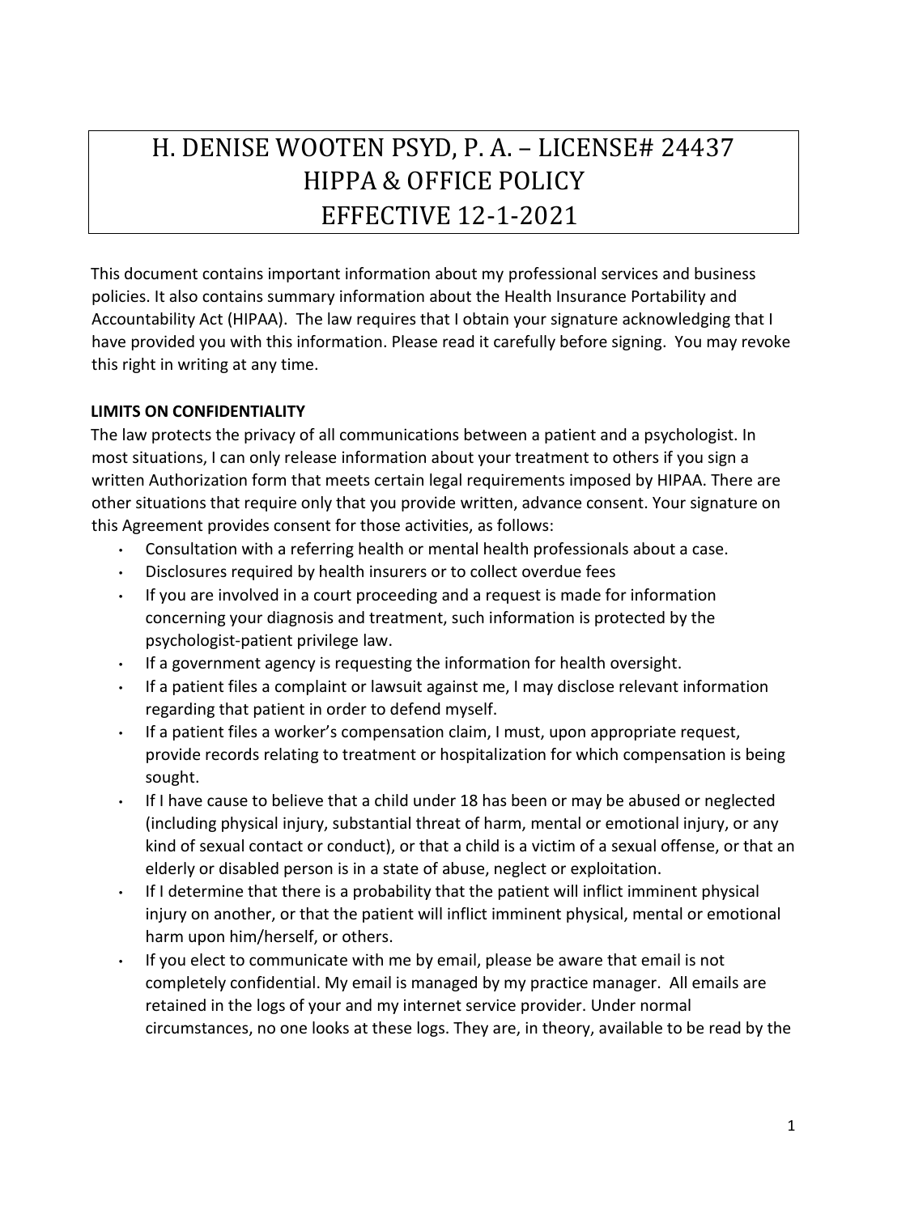# H. DENISE WOOTEN PSYD, P. A. – LICENSE# 24437
# HIPPA & OFFICE POLICY
# EFFECTIVE 12-1-2021

This document contains important information about my professional services and business policies. It also contains summary information about the Health Insurance Portability and Accountability Act (HIPAA). The law requires that I obtain your signature acknowledging that I have provided you with this information. Please read it carefully before signing. You may revoke this right in writing at any time.

**LIMITS ON CONFIDENTIALITY**

The law protects the privacy of all communications between a patient and a psychologist. In most situations, I can only release information about your treatment to others if you sign a written Authorization form that meets certain legal requirements imposed by HIPAA. There are other situations that require only that you provide written, advance consent. Your signature on this Agreement provides consent for those activities, as follows:

- Consultation with a referring health or mental health professionals about a case.
- Disclosures required by health insurers or to collect overdue fees
- If you are involved in a court proceeding and a request is made for information concerning your diagnosis and treatment, such information is protected by the psychologist-patient privilege law.
- If a government agency is requesting the information for health oversight.
- If a patient files a complaint or lawsuit against me, I may disclose relevant information regarding that patient in order to defend myself.
- If a patient files a worker's compensation claim, I must, upon appropriate request, provide records relating to treatment or hospitalization for which compensation is being sought.
- If I have cause to believe that a child under 18 has been or may be abused or neglected (including physical injury, substantial threat of harm, mental or emotional injury, or any kind of sexual contact or conduct), or that a child is a victim of a sexual offense, or that an elderly or disabled person is in a state of abuse, neglect or exploitation.
- If I determine that there is a probability that the patient will inflict imminent physical injury on another, or that the patient will inflict imminent physical, mental or emotional harm upon him/herself, or others.
- If you elect to communicate with me by email, please be aware that email is not completely confidential. My email is managed by my practice manager. All emails are retained in the logs of your and my internet service provider. Under normal circumstances, no one looks at these logs. They are, in theory, available to be read by the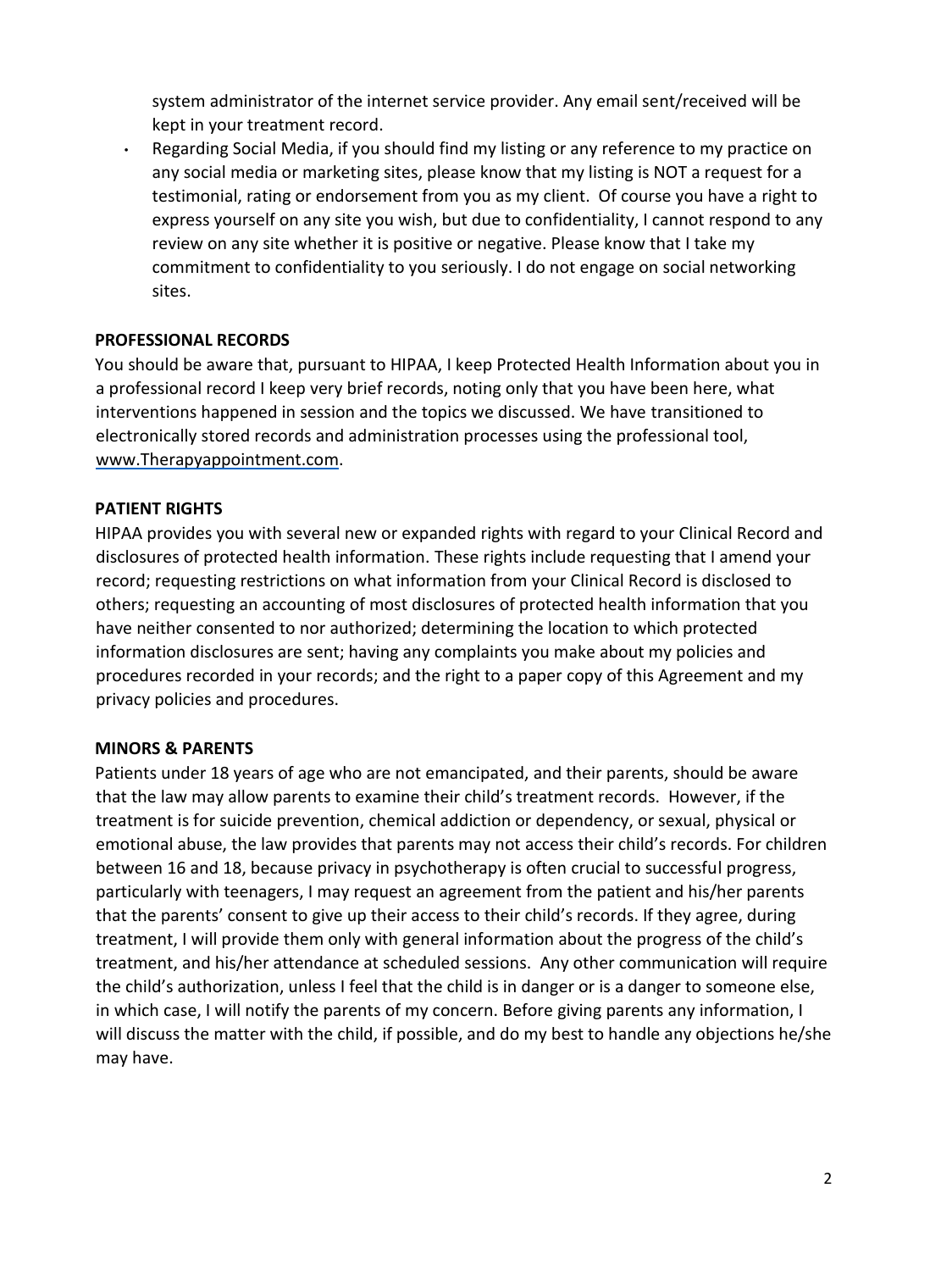system administrator of the internet service provider. Any email sent/received will be kept in your treatment record.

- Regarding Social Media, if you should find my listing or any reference to my practice on any social media or marketing sites, please know that my listing is NOT a request for a testimonial, rating or endorsement from you as my client. Of course you have a right to express yourself on any site you wish, but due to confidentiality, I cannot respond to any review on any site whether it is positive or negative. Please know that I take my commitment to confidentiality to you seriously. I do not engage on social networking sites.

**PROFESSIONAL RECORDS**

You should be aware that, pursuant to HIPAA, I keep Protected Health Information about you in a professional record I keep very brief records, noting only that you have been here, what interventions happened in session and the topics we discussed. We have transitioned to electronically stored records and administration processes using the professional tool, www.Therapyappointment.com.

**PATIENT RIGHTS**

HIPAA provides you with several new or expanded rights with regard to your Clinical Record and disclosures of protected health information. These rights include requesting that I amend your record; requesting restrictions on what information from your Clinical Record is disclosed to others; requesting an accounting of most disclosures of protected health information that you have neither consented to nor authorized; determining the location to which protected information disclosures are sent; having any complaints you make about my policies and procedures recorded in your records; and the right to a paper copy of this Agreement and my privacy policies and procedures.

**MINORS & PARENTS**

Patients under 18 years of age who are not emancipated, and their parents, should be aware that the law may allow parents to examine their child's treatment records. However, if the treatment is for suicide prevention, chemical addiction or dependency, or sexual, physical or emotional abuse, the law provides that parents may not access their child's records. For children between 16 and 18, because privacy in psychotherapy is often crucial to successful progress, particularly with teenagers, I may request an agreement from the patient and his/her parents that the parents' consent to give up their access to their child's records. If they agree, during treatment, I will provide them only with general information about the progress of the child's treatment, and his/her attendance at scheduled sessions. Any other communication will require the child's authorization, unless I feel that the child is in danger or is a danger to someone else, in which case, I will notify the parents of my concern. Before giving parents any information, I will discuss the matter with the child, if possible, and do my best to handle any objections he/she may have.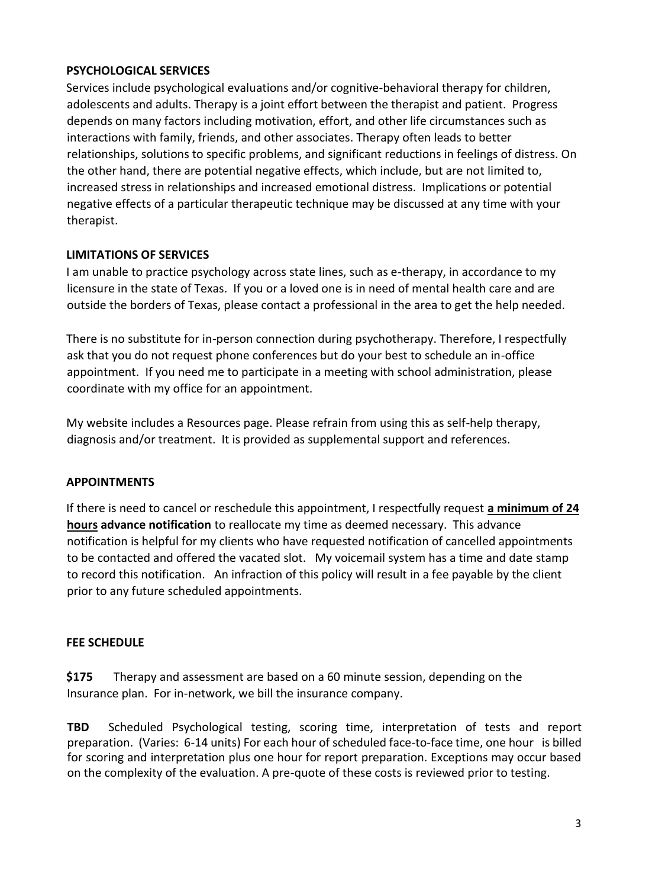## PSYCHOLOGICAL SERVICES

Services include psychological evaluations and/or cognitive-behavioral therapy for children, adolescents and adults. Therapy is a joint effort between the therapist and patient. Progress depends on many factors including motivation, effort, and other life circumstances such as interactions with family, friends, and other associates. Therapy often leads to better relationships, solutions to specific problems, and significant reductions in feelings of distress. On the other hand, there are potential negative effects, which include, but are not limited to, increased stress in relationships and increased emotional distress. Implications or potential negative effects of a particular therapeutic technique may be discussed at any time with your therapist.

## LIMITATIONS OF SERVICES

I am unable to practice psychology across state lines, such as e-therapy, in accordance to my licensure in the state of Texas. If you or a loved one is in need of mental health care and are outside the borders of Texas, please contact a professional in the area to get the help needed.

There is no substitute for in-person connection during psychotherapy. Therefore, I respectfully ask that you do not request phone conferences but do your best to schedule an in-office appointment. If you need me to participate in a meeting with school administration, please coordinate with my office for an appointment.

My website includes a Resources page. Please refrain from using this as self-help therapy, diagnosis and/or treatment. It is provided as supplemental support and references.

## APPOINTMENTS

If there is need to cancel or reschedule this appointment, I respectfully request **<u>a minimum of 24 hours</u> advance notification** to reallocate my time as deemed necessary. This advance notification is helpful for my clients who have requested notification of cancelled appointments to be contacted and offered the vacated slot. My voicemail system has a time and date stamp to record this notification. An infraction of this policy will result in a fee payable by the client prior to any future scheduled appointments.

## FEE SCHEDULE

**$175** Therapy and assessment are based on a 60 minute session, depending on the Insurance plan. For in-network, we bill the insurance company.

**TBD** Scheduled Psychological testing, scoring time, interpretation of tests and report preparation. (Varies: 6-14 units) For each hour of scheduled face-to-face time, one hour is billed for scoring and interpretation plus one hour for report preparation. Exceptions may occur based on the complexity of the evaluation. A pre-quote of these costs is reviewed prior to testing.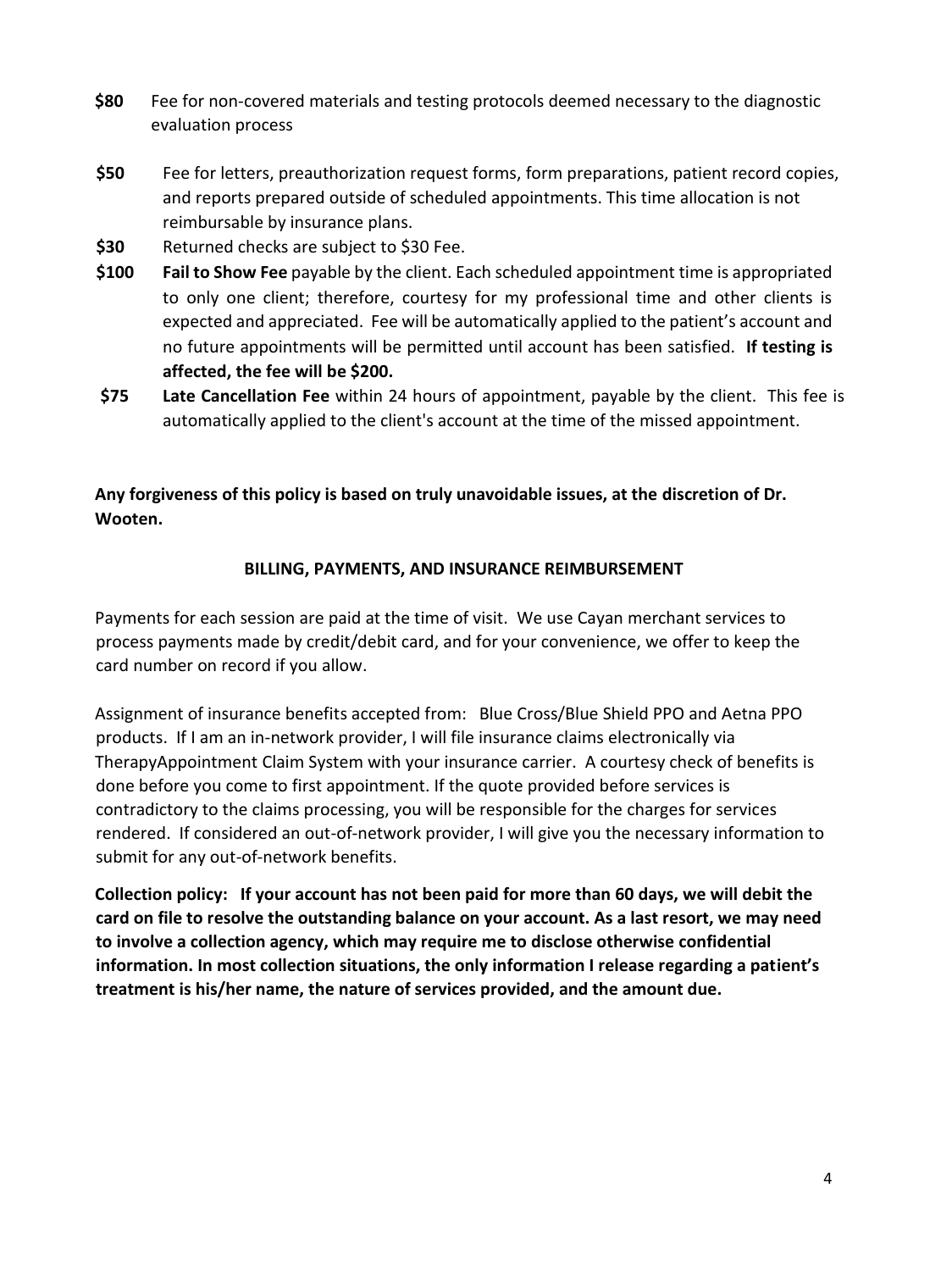**$80** Fee for non-covered materials and testing protocols deemed necessary to the diagnostic evaluation process

**$50** Fee for letters, preauthorization request forms, form preparations, patient record copies, and reports prepared outside of scheduled appointments. This time allocation is not reimbursable by insurance plans.

**$30** Returned checks are subject to $30 Fee.

**$100** **Fail to Show Fee** payable by the client. Each scheduled appointment time is appropriated to only one client; therefore, courtesy for my professional time and other clients is expected and appreciated. Fee will be automatically applied to the patient's account and no future appointments will be permitted until account has been satisfied. **If testing is affected, the fee will be $200.**

**$75** **Late Cancellation Fee** within 24 hours of appointment, payable by the client. This fee is automatically applied to the client's account at the time of the missed appointment.

**Any forgiveness of this policy is based on truly unavoidable issues, at the discretion of Dr. Wooten.**

## BILLING, PAYMENTS, AND INSURANCE REIMBURSEMENT

Payments for each session are paid at the time of visit. We use Cayan merchant services to process payments made by credit/debit card, and for your convenience, we offer to keep the card number on record if you allow.

Assignment of insurance benefits accepted from: Blue Cross/Blue Shield PPO and Aetna PPO products. If I am an in-network provider, I will file insurance claims electronically via TherapyAppointment Claim System with your insurance carrier. A courtesy check of benefits is done before you come to first appointment. If the quote provided before services is contradictory to the claims processing, you will be responsible for the charges for services rendered. If considered an out-of-network provider, I will give you the necessary information to submit for any out-of-network benefits.

**Collection policy: If your account has not been paid for more than 60 days, we will debit the card on file to resolve the outstanding balance on your account. As a last resort, we may need to involve a collection agency, which may require me to disclose otherwise confidential information. In most collection situations, the only information I release regarding a patient's treatment is his/her name, the nature of services provided, and the amount due.**